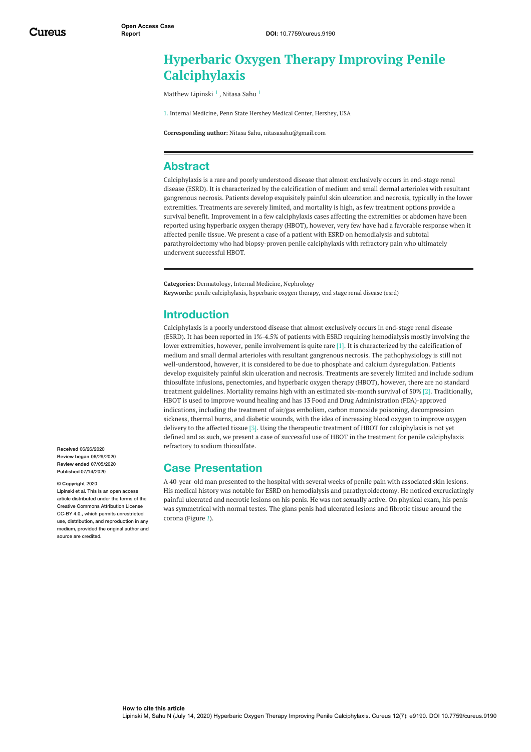# Hyperbaric Oxygen Therapy Improving Penile Calciphylaxis

Matthew Lipinski [1] , Nitasa Sahu [1]

1. Internal Medicine, Penn State Hershey Medical Center, Hershey, USA

**Corresponding author:** Nitasa Sahu, nitasasahu@gmail.com

## Abstract

Calciphylaxis is a rare and poorly understood disease that almost exclusively occurs in end-stage renal disease (ESRD). It is characterized by the calcification of medium and small dermal arterioles with resultant gangrenous necrosis. Patients develop exquisitely painful skin ulceration and necrosis, typically in the lower extremities. Treatments are severely limited, and mortality is high, as few treatment options provide a survival benefit. Improvement in a few calciphylaxis cases affecting the extremities or abdomen have been reported using hyperbaric oxygen therapy (HBOT), however, very few have had a favorable response when it affected penile tissue. We present a case of a patient with ESRD on hemodialysis and subtotal parathyroidectomy who had biopsy-proven penile calciphylaxis with refractory pain who ultimately underwent successful HBOT.

**Categories:** Dermatology, Internal Medicine, Nephrology
**Keywords:** penile calciphylaxis, hyperbaric oxygen therapy, end stage renal disease (esrd)

## Introduction

Calciphylaxis is a poorly understood disease that almost exclusively occurs in end-stage renal disease (ESRD). It has been reported in 1%-4.5% of patients with ESRD requiring hemodialysis mostly involving the lower extremities, however, penile involvement is quite rare [1]. It is characterized by the calcification of medium and small dermal arterioles with resultant gangrenous necrosis. The pathophysiology is still not well-understood, however, it is considered to be due to phosphate and calcium dysregulation. Patients develop exquisitely painful skin ulceration and necrosis. Treatments are severely limited and include sodium thiosulfate infusions, penectomies, and hyperbaric oxygen therapy (HBOT), however, there are no standard treatment guidelines. Mortality remains high with an estimated six-month survival of 50% [2]. Traditionally, HBOT is used to improve wound healing and has 13 Food and Drug Administration (FDA)-approved indications, including the treatment of air/gas embolism, carbon monoxide poisoning, decompression sickness, thermal burns, and diabetic wounds, with the idea of increasing blood oxygen to improve oxygen delivery to the affected tissue [3]. Using the therapeutic treatment of HBOT for calciphylaxis is not yet defined and as such, we present a case of successful use of HBOT in the treatment for penile calciphylaxis refractory to sodium thiosulfate.

**Received** 06/26/2020
**Review began** 06/29/2020
**Review ended** 07/05/2020
**Published** 07/14/2020

**© Copyright** 2020
Lipinski et al. This is an open access article distributed under the terms of the Creative Commons Attribution License CC-BY 4.0., which permits unrestricted use, distribution, and reproduction in any medium, provided the original author and source are credited.

## Case Presentation

A 40-year-old man presented to the hospital with several weeks of penile pain with associated skin lesions. His medical history was notable for ESRD on hemodialysis and parathyroidectomy. He noticed excruciatingly painful ulcerated and necrotic lesions on his penis. He was not sexually active. On physical exam, his penis was symmetrical with normal testes. The glans penis had ulcerated lesions and fibrotic tissue around the corona (Figure *1*).

**How to cite this article**
Lipinski M, Sahu N (July 14, 2020) Hyperbaric Oxygen Therapy Improving Penile Calciphylaxis. Cureus 12(7): e9190. DOI 10.7759/cureus.9190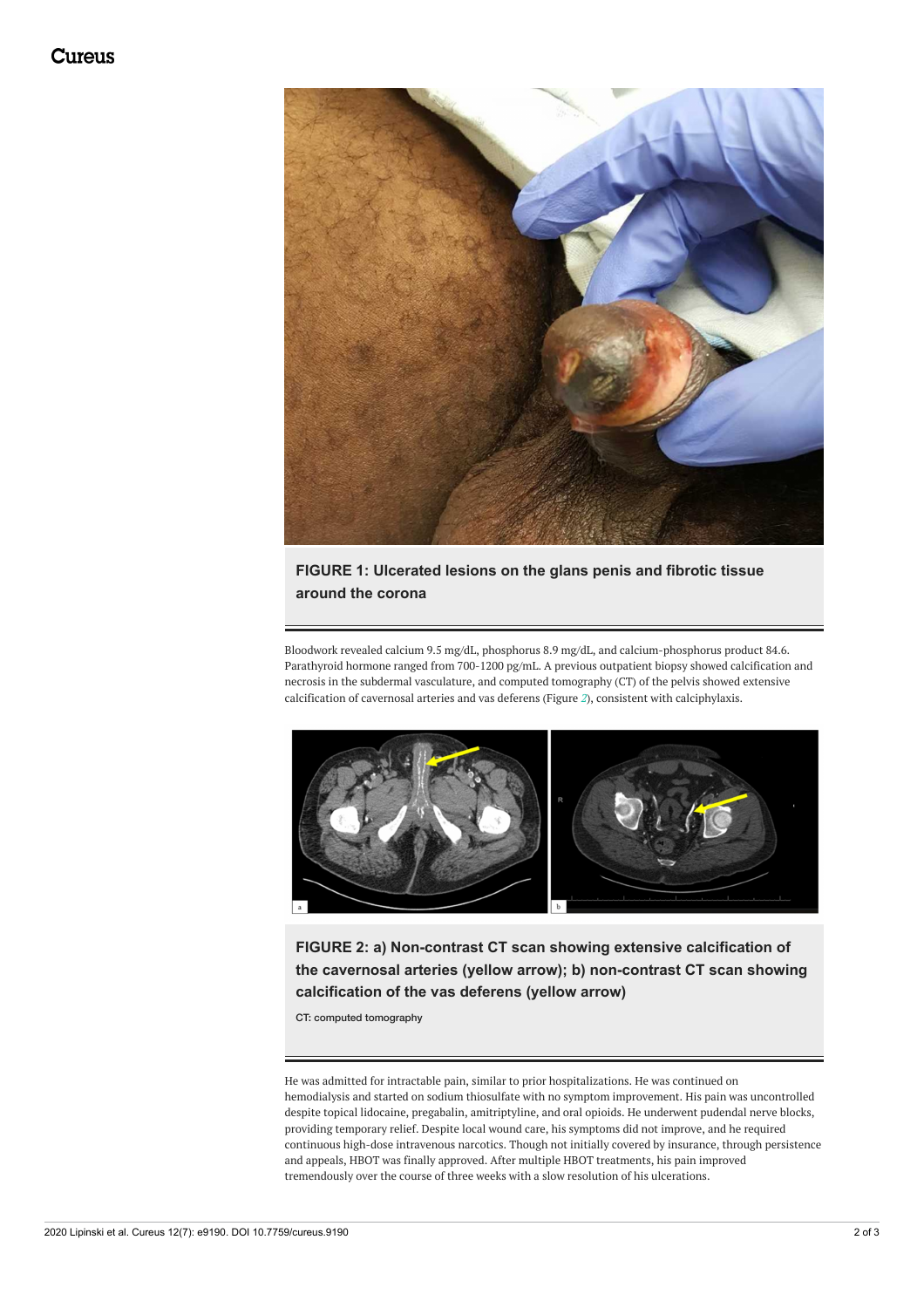**FIGURE 1: Ulcerated lesions on the glans penis and fibrotic tissue around the corona**

Bloodwork revealed calcium 9.5 mg/dL, phosphorus 8.9 mg/dL, and calcium-phosphorus product 84.6. Parathyroid hormone ranged from 700-1200 pg/mL. A previous outpatient biopsy showed calcification and necrosis in the subdermal vasculature, and computed tomography (CT) of the pelvis showed extensive calcification of cavernosal arteries and vas deferens (Figure 2), consistent with calciphylaxis.

**FIGURE 2: a) Non-contrast CT scan showing extensive calcification of the cavernosal arteries (yellow arrow); b) non-contrast CT scan showing calcification of the vas deferens (yellow arrow)**

CT: computed tomography

He was admitted for intractable pain, similar to prior hospitalizations. He was continued on hemodialysis and started on sodium thiosulfate with no symptom improvement. His pain was uncontrolled despite topical lidocaine, pregabalin, amitriptyline, and oral opioids. He underwent pudendal nerve blocks, providing temporary relief. Despite local wound care, his symptoms did not improve, and he required continuous high-dose intravenous narcotics. Though not initially covered by insurance, through persistence and appeals, HBOT was finally approved. After multiple HBOT treatments, his pain improved tremendously over the course of three weeks with a slow resolution of his ulcerations.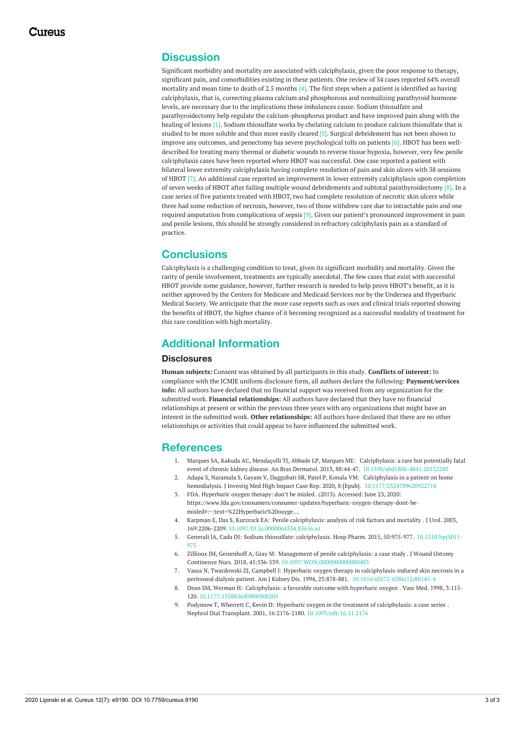## Discussion

Significant morbidity and mortality are associated with calciphylaxis, given the poor response to therapy, significant pain, and comorbidities existing in these patients. One review of 34 cases reported 64% overall mortality and mean time to death of 2.5 months [4]. The first steps when a patient is identified as having calciphylaxis, that is, correcting plasma calcium and phosphorous and normalizing parathyroid hormone levels, are necessary due to the implications these imbalances cause. Sodium thiosulfate and parathyroidectomy help regulate the calcium-phosphorus product and have improved pain along with the healing of lesions [1]. Sodium thiosulfate works by chelating calcium to produce calcium thiosulfate that is studied to be more soluble and thus more easily cleared [5]. Surgical debridement has not been shown to improve any outcomes, and penectomy has severe psychological tolls on patients [6]. HBOT has been well-described for treating many thermal or diabetic wounds to reverse tissue hypoxia, however, very few penile calciphylaxis cases have been reported where HBOT was successful. One case reported a patient with bilateral lower extremity calciphylaxis having complete resolution of pain and skin ulcers with 38 sessions of HBOT [7]. An additional case reported an improvement in lower extremity calciphylaxis upon completion of seven weeks of HBOT after failing multiple wound debridements and subtotal parathyroidectomy [8]. In a case series of five patients treated with HBOT, two had complete resolution of necrotic skin ulcers while three had some reduction of necrosis, however, two of those withdrew care due to intractable pain and one required amputation from complications of sepsis [9]. Given our patient's pronounced improvement in pain and penile lesions, this should be strongly considered in refractory calciphylaxis pain as a standard of practice.

## Conclusions

Calciphylaxis is a challenging condition to treat, given its significant morbidity and mortality. Given the rarity of penile involvement, treatments are typically anecdotal. The few cases that exist with successful HBOT provide some guidance, however, further research is needed to help prove HBOT's benefit, as it is neither approved by the Centers for Medicare and Medicaid Services nor by the Undersea and Hyperbaric Medical Society. We anticipate that the more case reports such as ours and clinical trials reported showing the benefits of HBOT, the higher chance of it becoming recognized as a successful modality of treatment for this rare condition with high mortality.

## Additional Information

### Disclosures

**Human subjects:** Consent was obtained by all participants in this study. **Conflicts of interest:** In compliance with the ICMJE uniform disclosure form, all authors declare the following: **Payment/services info:** All authors have declared that no financial support was received from any organization for the submitted work. **Financial relationships:** All authors have declared that they have no financial relationships at present or within the previous three years with any organizations that might have an interest in the submitted work. **Other relationships:** All authors have declared that there are no other relationships or activities that could appear to have influenced the submitted work.

## References

1. Marques SA, Kakuda AC, Mendaçolli TJ, Abbade LP, Marques ME: Calciphylaxis: a rare but potentially fatal event of chronic kidney disease. An Bras Dermatol. 2013, 88:44-47. 10.1590/abd1806-4841.20132280
2. Adapa S, Naramala S, Gayam V, Daggubati SR, Patel P, Konala VM: Calciphylaxis in a patient on home hemodialysis. J Investig Med High Impact Case Rep. 2020, 8:[Epub]. 10.1177/2324709620922718
3. FDA. Hyperbaric oxygen therapy: don't be misled. (2013). Accessed: June 23, 2020: https://www.fda.gov/consumers/consumer-updates/hyperbaric-oxygen-therapy-dont-be-misled#:~:text=%22Hyperbaric%20oxyge....
4. Karpman E, Das S, Kurzrock EA: Penile calciphylaxis: analysis of risk factors and mortality. J Urol. 2003, 169:2206-2209. 10.1097/01.ju.0000064334.85656.a1
5. Generali JA, Cada DJ: Sodium thiosulfate: calciphylaxis. Hosp Pharm. 2015, 50:975-977. 10.1310/hpj5011-975
6. Zillioux JM, Geisenhoff A, Gray M: Management of penile calciphylaxis: a case study. J Wound Ostomy Continence Nurs. 2018, 45:536-539. 10.1097/WON.0000000000000483
7. Vassa N, Twardowski ZJ, Campbell J: Hyperbaric oxygen therapy in calciphylaxis-induced skin necrosis in a peritoneal dialysis patient. Am J Kidney Dis. 1994, 23:878-881. 10.1016/s0272-6386(12)80145-4
8. Dean SM, Werman H: Calciphylaxis: a favorable outcome with hyperbaric oxygen. Vasc Med. 1998, 3:115-120. 10.1177/1358836X9800300205
9. Podymow T, Wherrett C, Kevin D: Hyperbaric oxygen in the treatment of calciphylaxis: a case series. Nephrol Dial Transplant. 2001, 16:2176-2180. 10.1093/ndt/16.11.2176